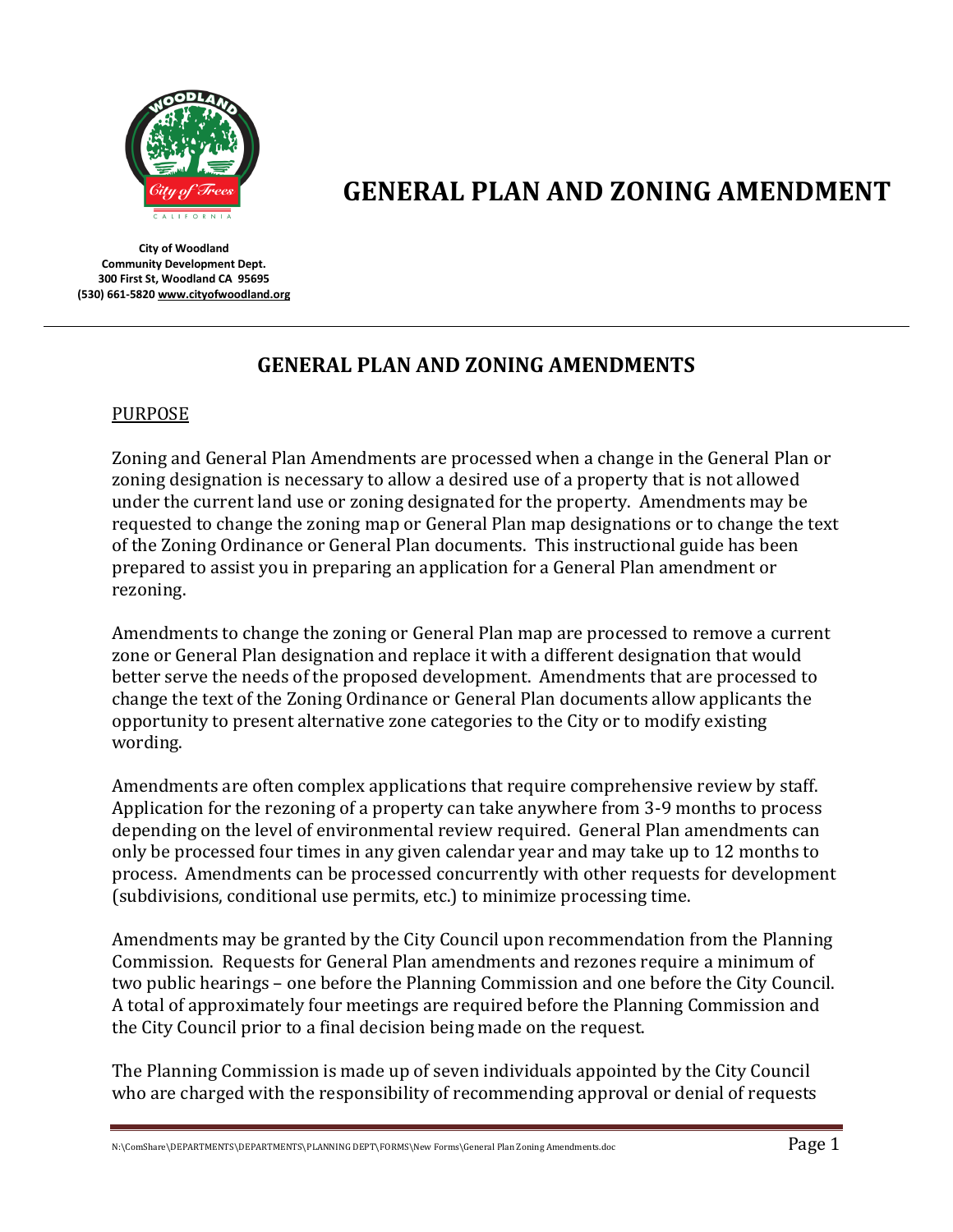# GENERAL PLAN AND ZONING AMENDMENT

**City of Woodland**
**Community Development Dept.**
**300 First St, Woodland CA 95695**
**(530) 661-5820 www.cityofwoodland.org**

---

## GENERAL PLAN AND ZONING AMENDMENTS

PURPOSE

Zoning and General Plan Amendments are processed when a change in the General Plan or zoning designation is necessary to allow a desired use of a property that is not allowed under the current land use or zoning designated for the property. Amendments may be requested to change the zoning map or General Plan map designations or to change the text of the Zoning Ordinance or General Plan documents. This instructional guide has been prepared to assist you in preparing an application for a General Plan amendment or rezoning.

Amendments to change the zoning or General Plan map are processed to remove a current zone or General Plan designation and replace it with a different designation that would better serve the needs of the proposed development. Amendments that are processed to change the text of the Zoning Ordinance or General Plan documents allow applicants the opportunity to present alternative zone categories to the City or to modify existing wording.

Amendments are often complex applications that require comprehensive review by staff. Application for the rezoning of a property can take anywhere from 3-9 months to process depending on the level of environmental review required. General Plan amendments can only be processed four times in any given calendar year and may take up to 12 months to process. Amendments can be processed concurrently with other requests for development (subdivisions, conditional use permits, etc.) to minimize processing time.

Amendments may be granted by the City Council upon recommendation from the Planning Commission. Requests for General Plan amendments and rezones require a minimum of two public hearings – one before the Planning Commission and one before the City Council. A total of approximately four meetings are required before the Planning Commission and the City Council prior to a final decision being made on the request.

The Planning Commission is made up of seven individuals appointed by the City Council who are charged with the responsibility of recommending approval or denial of requests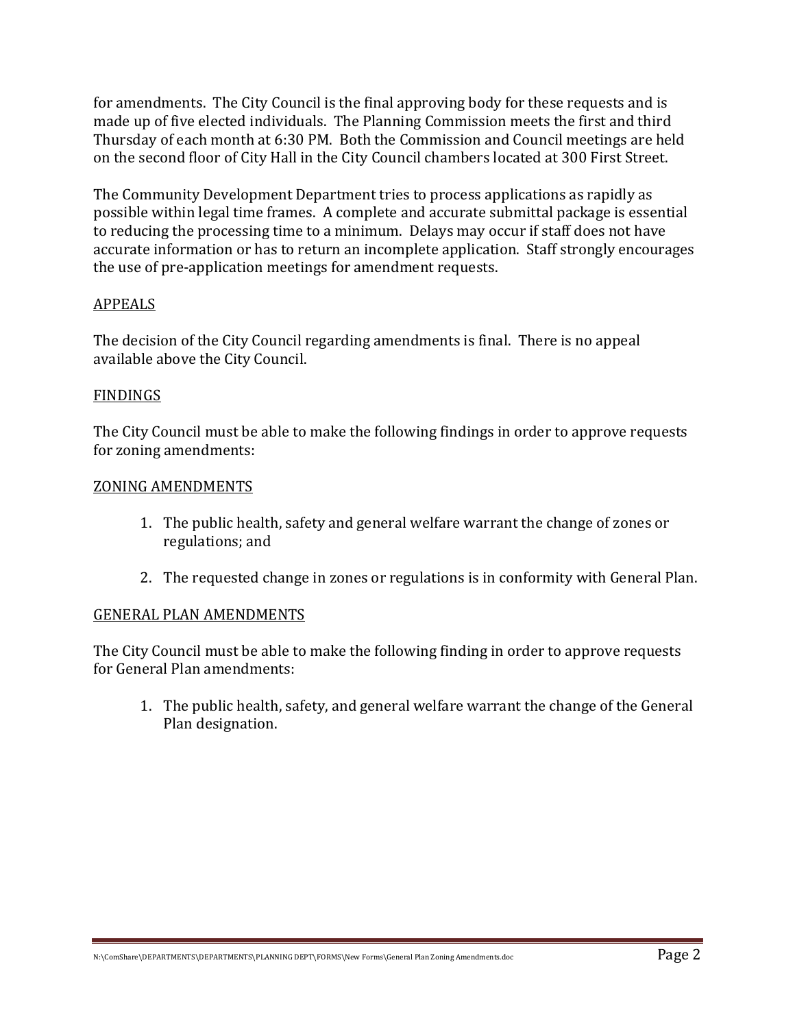for amendments. The City Council is the final approving body for these requests and is made up of five elected individuals. The Planning Commission meets the first and third Thursday of each month at 6:30 PM. Both the Commission and Council meetings are held on the second floor of City Hall in the City Council chambers located at 300 First Street.

The Community Development Department tries to process applications as rapidly as possible within legal time frames. A complete and accurate submittal package is essential to reducing the processing time to a minimum. Delays may occur if staff does not have accurate information or has to return an incomplete application. Staff strongly encourages the use of pre-application meetings for amendment requests.

<u>APPEALS</u>

The decision of the City Council regarding amendments is final. There is no appeal available above the City Council.

<u>FINDINGS</u>

The City Council must be able to make the following findings in order to approve requests for zoning amendments:

<u>ZONING AMENDMENTS</u>

1. The public health, safety and general welfare warrant the change of zones or regulations; and

2. The requested change in zones or regulations is in conformity with General Plan.

<u>GENERAL PLAN AMENDMENTS</u>

The City Council must be able to make the following finding in order to approve requests for General Plan amendments:

1. The public health, safety, and general welfare warrant the change of the General Plan designation.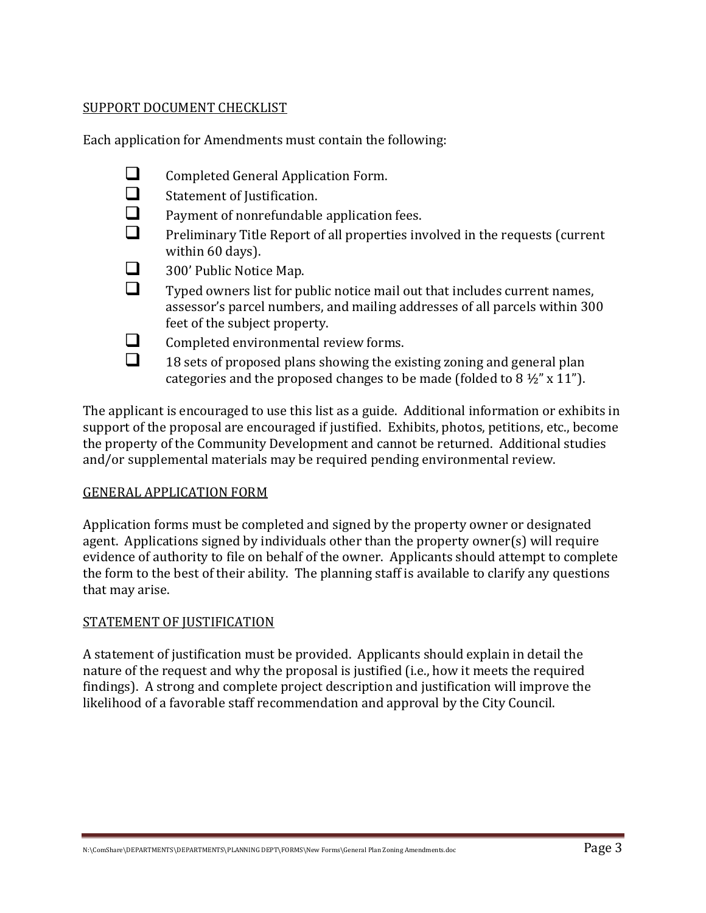## SUPPORT DOCUMENT CHECKLIST

Each application for Amendments must contain the following:

- [ ] Completed General Application Form.
- [ ] Statement of Justification.
- [ ] Payment of nonrefundable application fees.
- [ ] Preliminary Title Report of all properties involved in the requests (current within 60 days).
- [ ] 300' Public Notice Map.
- [ ] Typed owners list for public notice mail out that includes current names, assessor's parcel numbers, and mailing addresses of all parcels within 300 feet of the subject property.
- [ ] Completed environmental review forms.
- [ ] 18 sets of proposed plans showing the existing zoning and general plan categories and the proposed changes to be made (folded to 8 ½" x 11").

The applicant is encouraged to use this list as a guide. Additional information or exhibits in support of the proposal are encouraged if justified. Exhibits, photos, petitions, etc., become the property of the Community Development and cannot be returned. Additional studies and/or supplemental materials may be required pending environmental review.

## GENERAL APPLICATION FORM

Application forms must be completed and signed by the property owner or designated agent. Applications signed by individuals other than the property owner(s) will require evidence of authority to file on behalf of the owner. Applicants should attempt to complete the form to the best of their ability. The planning staff is available to clarify any questions that may arise.

## STATEMENT OF JUSTIFICATION

A statement of justification must be provided. Applicants should explain in detail the nature of the request and why the proposal is justified (i.e., how it meets the required findings). A strong and complete project description and justification will improve the likelihood of a favorable staff recommendation and approval by the City Council.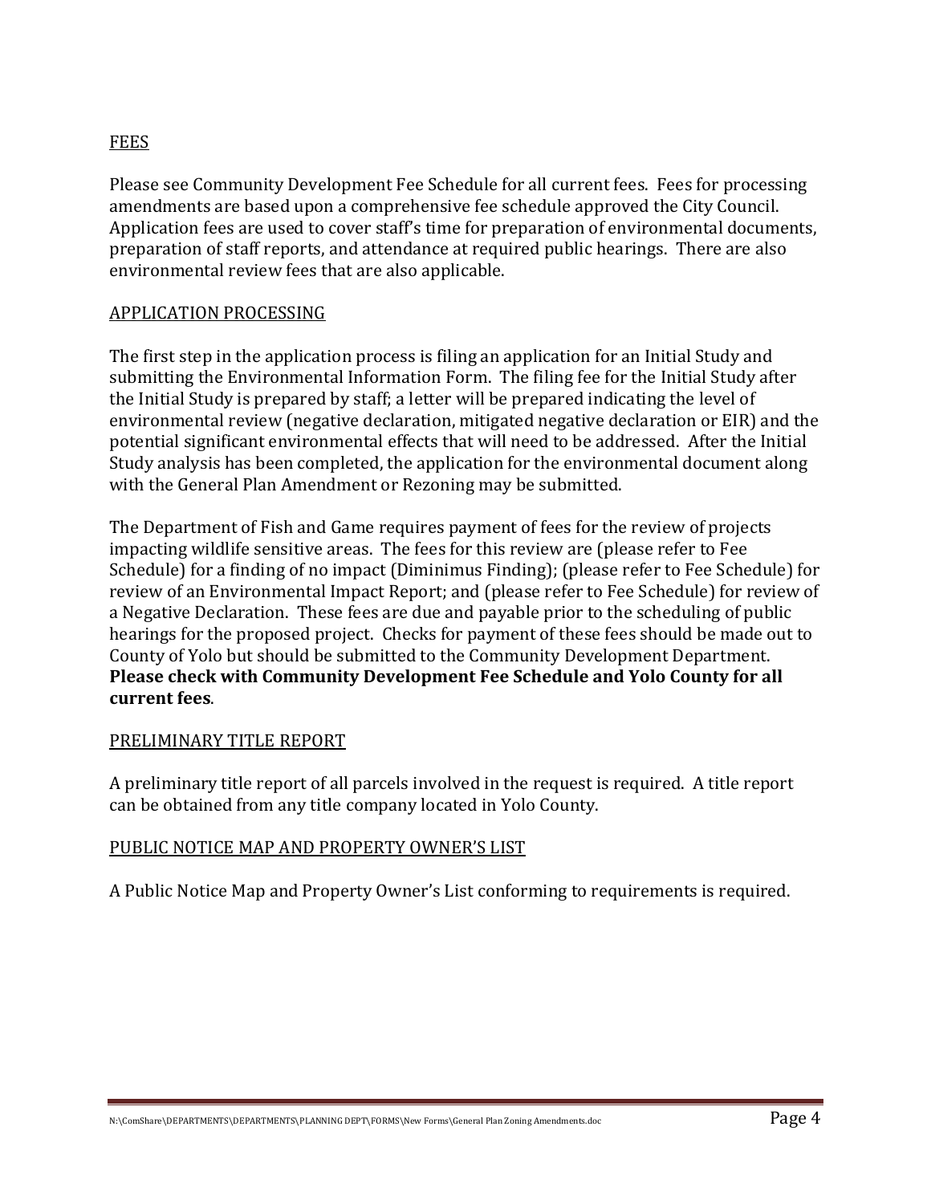## FEES

Please see Community Development Fee Schedule for all current fees. Fees for processing amendments are based upon a comprehensive fee schedule approved the City Council. Application fees are used to cover staff's time for preparation of environmental documents, preparation of staff reports, and attendance at required public hearings. There are also environmental review fees that are also applicable.

## APPLICATION PROCESSING

The first step in the application process is filing an application for an Initial Study and submitting the Environmental Information Form. The filing fee for the Initial Study after the Initial Study is prepared by staff; a letter will be prepared indicating the level of environmental review (negative declaration, mitigated negative declaration or EIR) and the potential significant environmental effects that will need to be addressed. After the Initial Study analysis has been completed, the application for the environmental document along with the General Plan Amendment or Rezoning may be submitted.

The Department of Fish and Game requires payment of fees for the review of projects impacting wildlife sensitive areas. The fees for this review are (please refer to Fee Schedule) for a finding of no impact (Diminimus Finding); (please refer to Fee Schedule) for review of an Environmental Impact Report; and (please refer to Fee Schedule) for review of a Negative Declaration. These fees are due and payable prior to the scheduling of public hearings for the proposed project. Checks for payment of these fees should be made out to County of Yolo but should be submitted to the Community Development Department. **Please check with Community Development Fee Schedule and Yolo County for all current fees**.

## PRELIMINARY TITLE REPORT

A preliminary title report of all parcels involved in the request is required. A title report can be obtained from any title company located in Yolo County.

## PUBLIC NOTICE MAP AND PROPERTY OWNER'S LIST

A Public Notice Map and Property Owner's List conforming to requirements is required.